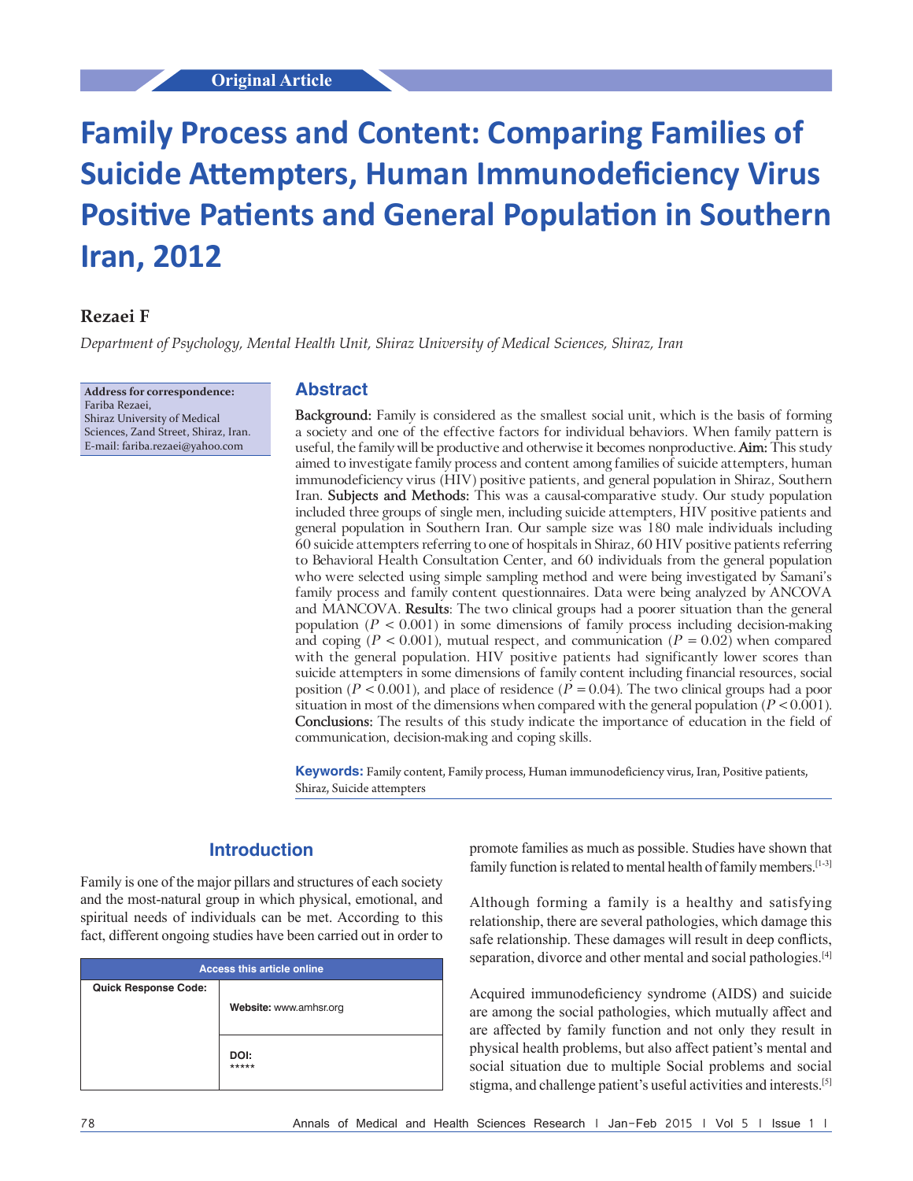Original Article

# Family Process and Content: Comparing Families of Suicide Attempters, Human Immunodeficiency Virus Positive Patients and General Population in Southern Iran, 2012

**Rezaei F**

*Department of Psychology, Mental Health Unit, Shiraz University of Medical Sciences, Shiraz, Iran*

**Address for correspondence:**
Fariba Rezaei,
Shiraz University of Medical Sciences, Zand Street, Shiraz, Iran.
E-mail: fariba.rezaei@yahoo.com

## Abstract

**Background:** Family is considered as the smallest social unit, which is the basis of forming a society and one of the effective factors for individual behaviors. When family pattern is useful, the family will be productive and otherwise it becomes nonproductive. **Aim:** This study aimed to investigate family process and content among families of suicide attempters, human immunodeficiency virus (HIV) positive patients, and general population in Shiraz, Southern Iran. **Subjects and Methods:** This was a causal-comparative study. Our study population included three groups of single men, including suicide attempters, HIV positive patients and general population in Southern Iran. Our sample size was 180 male individuals including 60 suicide attempters referring to one of hospitals in Shiraz, 60 HIV positive patients referring to Behavioral Health Consultation Center, and 60 individuals from the general population who were selected using simple sampling method and were being investigated by Samani's family process and family content questionnaires. Data were being analyzed by ANCOVA and MANCOVA. **Results**: The two clinical groups had a poorer situation than the general population ($P < 0.001$) in some dimensions of family process including decision-making and coping ($P < 0.001$), mutual respect, and communication ($P = 0.02$) when compared with the general population. HIV positive patients had significantly lower scores than suicide attempters in some dimensions of family content including financial resources, social position ($P < 0.001$), and place of residence ($P = 0.04$). The two clinical groups had a poor situation in most of the dimensions when compared with the general population ($P < 0.001$). **Conclusions:** The results of this study indicate the importance of education in the field of communication, decision-making and coping skills.

**Keywords:** Family content, Family process, Human immunodeficiency virus, Iran, Positive patients, Shiraz, Suicide attempters

| Access this article online | |
|---|---|
| Quick Response Code: | Website: www.amhsr.org |
| | DOI: ***** |

## Introduction

Family is one of the major pillars and structures of each society and the most-natural group in which physical, emotional, and spiritual needs of individuals can be met. According to this fact, different ongoing studies have been carried out in order to promote families as much as possible. Studies have shown that family function is related to mental health of family members.[1-3]

Although forming a family is a healthy and satisfying relationship, there are several pathologies, which damage this safe relationship. These damages will result in deep conflicts, separation, divorce and other mental and social pathologies.[4]

Acquired immunodeficiency syndrome (AIDS) and suicide are among the social pathologies, which mutually affect and are affected by family function and not only they result in physical health problems, but also affect patient's mental and social situation due to multiple Social problems and social stigma, and challenge patient's useful activities and interests.[5]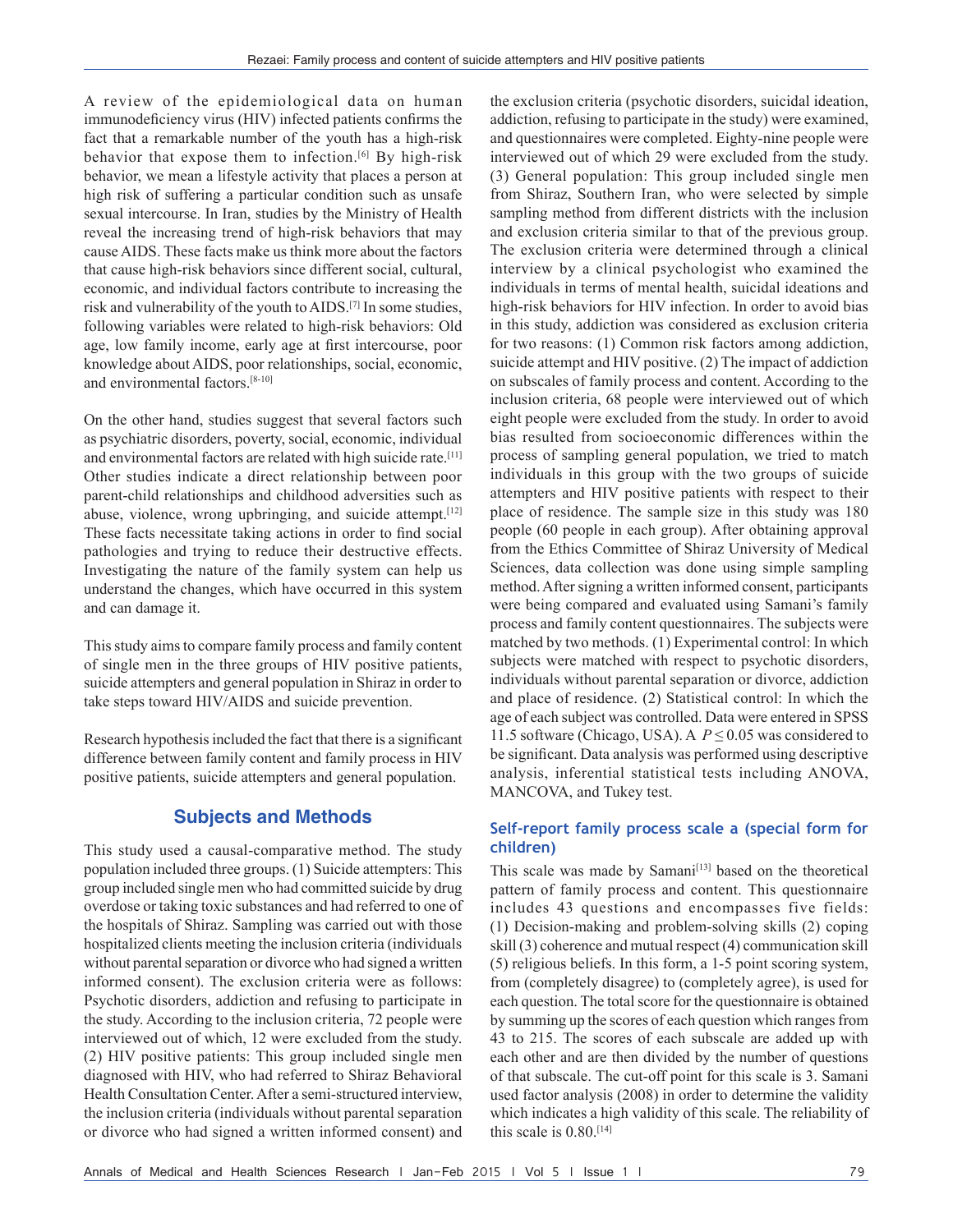A review of the epidemiological data on human immunodeficiency virus (HIV) infected patients confirms the fact that a remarkable number of the youth has a high-risk behavior that expose them to infection.[6] By high-risk behavior, we mean a lifestyle activity that places a person at high risk of suffering a particular condition such as unsafe sexual intercourse. In Iran, studies by the Ministry of Health reveal the increasing trend of high-risk behaviors that may cause AIDS. These facts make us think more about the factors that cause high-risk behaviors since different social, cultural, economic, and individual factors contribute to increasing the risk and vulnerability of the youth to AIDS.[7] In some studies, following variables were related to high-risk behaviors: Old age, low family income, early age at first intercourse, poor knowledge about AIDS, poor relationships, social, economic, and environmental factors.[8-10]

On the other hand, studies suggest that several factors such as psychiatric disorders, poverty, social, economic, individual and environmental factors are related with high suicide rate.[11] Other studies indicate a direct relationship between poor parent-child relationships and childhood adversities such as abuse, violence, wrong upbringing, and suicide attempt.[12] These facts necessitate taking actions in order to find social pathologies and trying to reduce their destructive effects. Investigating the nature of the family system can help us understand the changes, which have occurred in this system and can damage it.

This study aims to compare family process and family content of single men in the three groups of HIV positive patients, suicide attempters and general population in Shiraz in order to take steps toward HIV/AIDS and suicide prevention.

Research hypothesis included the fact that there is a significant difference between family content and family process in HIV positive patients, suicide attempters and general population.

## Subjects and Methods

This study used a causal-comparative method. The study population included three groups. (1) Suicide attempters: This group included single men who had committed suicide by drug overdose or taking toxic substances and had referred to one of the hospitals of Shiraz. Sampling was carried out with those hospitalized clients meeting the inclusion criteria (individuals without parental separation or divorce who had signed a written informed consent). The exclusion criteria were as follows: Psychotic disorders, addiction and refusing to participate in the study. According to the inclusion criteria, 72 people were interviewed out of which, 12 were excluded from the study. (2) HIV positive patients: This group included single men diagnosed with HIV, who had referred to Shiraz Behavioral Health Consultation Center. After a semi-structured interview, the inclusion criteria (individuals without parental separation or divorce who had signed a written informed consent) and the exclusion criteria (psychotic disorders, suicidal ideation, addiction, refusing to participate in the study) were examined, and questionnaires were completed. Eighty-nine people were interviewed out of which 29 were excluded from the study. (3) General population: This group included single men from Shiraz, Southern Iran, who were selected by simple sampling method from different districts with the inclusion and exclusion criteria similar to that of the previous group. The exclusion criteria were determined through a clinical interview by a clinical psychologist who examined the individuals in terms of mental health, suicidal ideations and high-risk behaviors for HIV infection. In order to avoid bias in this study, addiction was considered as exclusion criteria for two reasons: (1) Common risk factors among addiction, suicide attempt and HIV positive. (2) The impact of addiction on subscales of family process and content. According to the inclusion criteria, 68 people were interviewed out of which eight people were excluded from the study. In order to avoid bias resulted from socioeconomic differences within the process of sampling general population, we tried to match individuals in this group with the two groups of suicide attempters and HIV positive patients with respect to their place of residence. The sample size in this study was 180 people (60 people in each group). After obtaining approval from the Ethics Committee of Shiraz University of Medical Sciences, data collection was done using simple sampling method. After signing a written informed consent, participants were being compared and evaluated using Samani's family process and family content questionnaires. The subjects were matched by two methods. (1) Experimental control: In which subjects were matched with respect to psychotic disorders, individuals without parental separation or divorce, addiction and place of residence. (2) Statistical control: In which the age of each subject was controlled. Data were entered in SPSS 11.5 software (Chicago, USA). A $P \leq 0.05$ was considered to be significant. Data analysis was performed using descriptive analysis, inferential statistical tests including ANOVA, MANCOVA, and Tukey test.

### Self-report family process scale a (special form for children)

This scale was made by Samani[13] based on the theoretical pattern of family process and content. This questionnaire includes 43 questions and encompasses five fields: (1) Decision-making and problem-solving skills (2) coping skill (3) coherence and mutual respect (4) communication skill (5) religious beliefs. In this form, a 1-5 point scoring system, from (completely disagree) to (completely agree), is used for each question. The total score for the questionnaire is obtained by summing up the scores of each question which ranges from 43 to 215. The scores of each subscale are added up with each other and are then divided by the number of questions of that subscale. The cut-off point for this scale is 3. Samani used factor analysis (2008) in order to determine the validity which indicates a high validity of this scale. The reliability of this scale is 0.80.[14]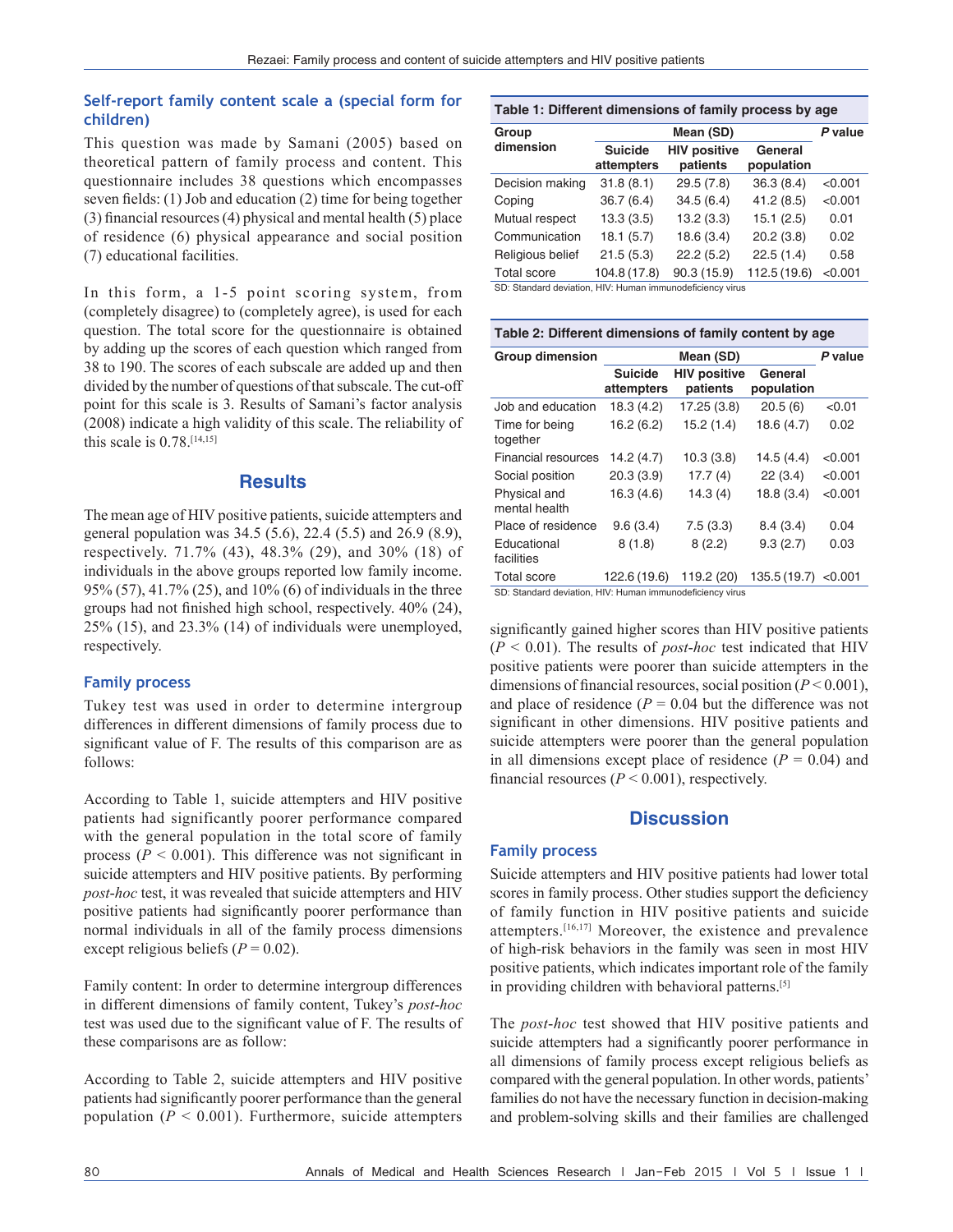### Self-report family content scale a (special form for children)

This question was made by Samani (2005) based on theoretical pattern of family process and content. This questionnaire includes 38 questions which encompasses seven fields: (1) Job and education (2) time for being together (3) financial resources (4) physical and mental health (5) place of residence (6) physical appearance and social position (7) educational facilities.

In this form, a 1-5 point scoring system, from (completely disagree) to (completely agree), is used for each question. The total score for the questionnaire is obtained by adding up the scores of each question which ranged from 38 to 190. The scores of each subscale are added up and then divided by the number of questions of that subscale. The cut-off point for this scale is 3. Results of Samani's factor analysis (2008) indicate a high validity of this scale. The reliability of this scale is 0.78.[14,15]

## Results

The mean age of HIV positive patients, suicide attempters and general population was 34.5 (5.6), 22.4 (5.5) and 26.9 (8.9), respectively. 71.7% (43), 48.3% (29), and 30% (18) of individuals in the above groups reported low family income. 95% (57), 41.7% (25), and 10% (6) of individuals in the three groups had not finished high school, respectively. 40% (24), 25% (15), and 23.3% (14) of individuals were unemployed, respectively.

### Family process

Tukey test was used in order to determine intergroup differences in different dimensions of family process due to significant value of F. The results of this comparison are as follows:

According to Table 1, suicide attempters and HIV positive patients had significantly poorer performance compared with the general population in the total score of family process ($P < 0.001$). This difference was not significant in suicide attempters and HIV positive patients. By performing *post-hoc* test, it was revealed that suicide attempters and HIV positive patients had significantly poorer performance than normal individuals in all of the family process dimensions except religious beliefs ($P = 0.02$).

Family content: In order to determine intergroup differences in different dimensions of family content, Tukey's *post-hoc* test was used due to the significant value of F. The results of these comparisons are as follow:

According to Table 2, suicide attempters and HIV positive patients had significantly poorer performance than the general population ($P < 0.001$). Furthermore, suicide attempters significantly gained higher scores than HIV positive patients ($P < 0.01$). The results of *post-hoc* test indicated that HIV positive patients were poorer than suicide attempters in the dimensions of financial resources, social position ($P < 0.001$), and place of residence ($P = 0.04$ but the difference was not significant in other dimensions. HIV positive patients and suicide attempters were poorer than the general population in all dimensions except place of residence ($P = 0.04$) and financial resources ($P < 0.001$), respectively.

**Table 1: Different dimensions of family process by age**

| Group dimension | Mean (SD) | | | P value |
|---|---|---|---|---|
| | Suicide attempters | HIV positive patients | General population | |
| Decision making | 31.8 (8.1) | 29.5 (7.8) | 36.3 (8.4) | <0.001 |
| Coping | 36.7 (6.4) | 34.5 (6.4) | 41.2 (8.5) | <0.001 |
| Mutual respect | 13.3 (3.5) | 13.2 (3.3) | 15.1 (2.5) | 0.01 |
| Communication | 18.1 (5.7) | 18.6 (3.4) | 20.2 (3.8) | 0.02 |
| Religious belief | 21.5 (5.3) | 22.2 (5.2) | 22.5 (1.4) | 0.58 |
| Total score | 104.8 (17.8) | 90.3 (15.9) | 112.5 (19.6) | <0.001 |

SD: Standard deviation, HIV: Human immunodeficiency virus

**Table 2: Different dimensions of family content by age**

| Group dimension | Mean (SD) | | | P value |
|---|---|---|---|---|
| | Suicide attempters | HIV positive patients | General population | |
| Job and education | 18.3 (4.2) | 17.25 (3.8) | 20.5 (6) | <0.01 |
| Time for being together | 16.2 (6.2) | 15.2 (1.4) | 18.6 (4.7) | 0.02 |
| Financial resources | 14.2 (4.7) | 10.3 (3.8) | 14.5 (4.4) | <0.001 |
| Social position | 20.3 (3.9) | 17.7 (4) | 22 (3.4) | <0.001 |
| Physical and mental health | 16.3 (4.6) | 14.3 (4) | 18.8 (3.4) | <0.001 |
| Place of residence | 9.6 (3.4) | 7.5 (3.3) | 8.4 (3.4) | 0.04 |
| Educational facilities | 8 (1.8) | 8 (2.2) | 9.3 (2.7) | 0.03 |
| Total score | 122.6 (19.6) | 119.2 (20) | 135.5 (19.7) | <0.001 |

SD: Standard deviation, HIV: Human immunodeficiency virus

## Discussion

### Family process

Suicide attempters and HIV positive patients had lower total scores in family process. Other studies support the deficiency of family function in HIV positive patients and suicide attempters.[16,17] Moreover, the existence and prevalence of high-risk behaviors in the family was seen in most HIV positive patients, which indicates important role of the family in providing children with behavioral patterns.[5]

The *post-hoc* test showed that HIV positive patients and suicide attempters had a significantly poorer performance in all dimensions of family process except religious beliefs as compared with the general population. In other words, patients' families do not have the necessary function in decision-making and problem-solving skills and their families are challenged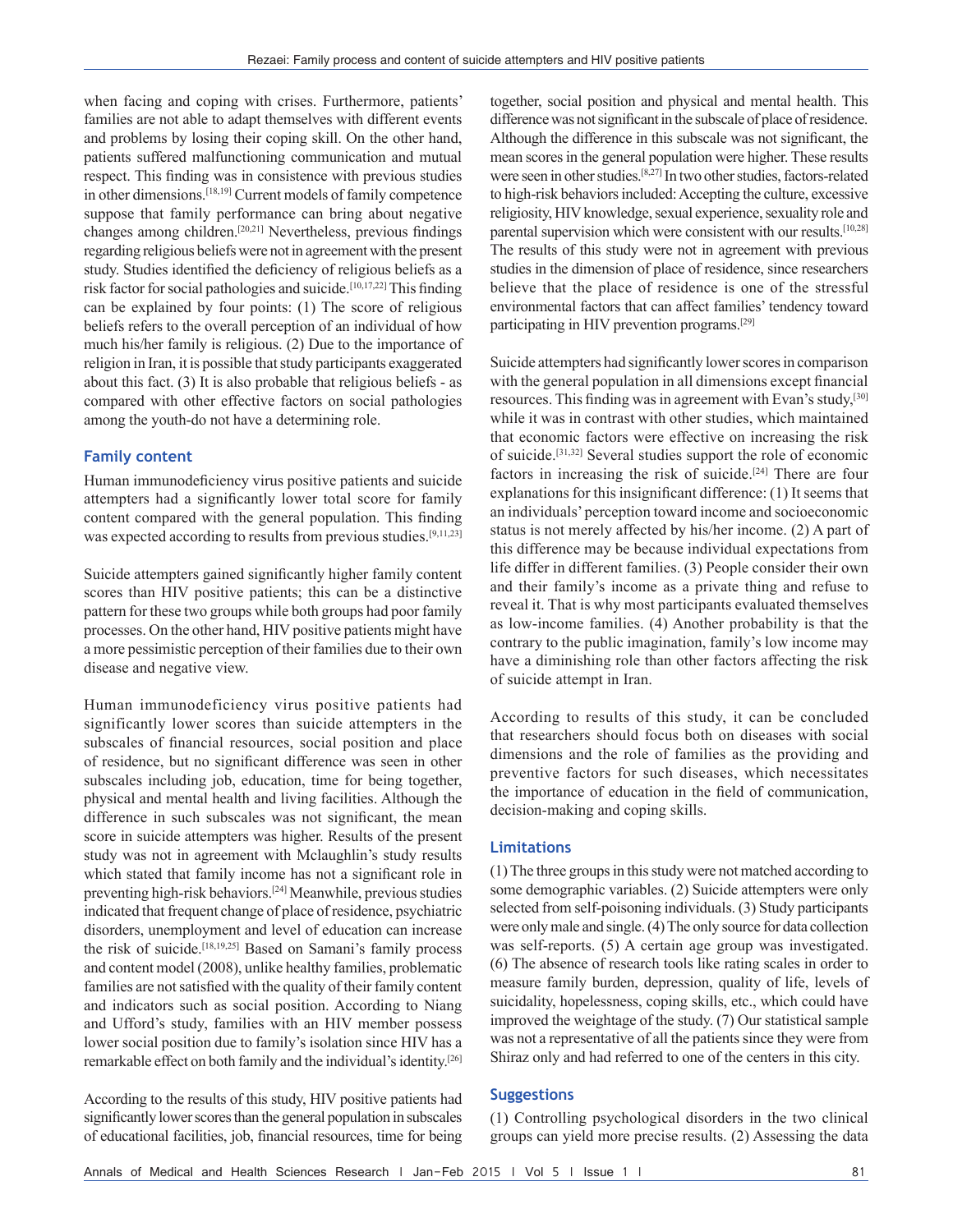when facing and coping with crises. Furthermore, patients' families are not able to adapt themselves with different events and problems by losing their coping skill. On the other hand, patients suffered malfunctioning communication and mutual respect. This finding was in consistence with previous studies in other dimensions.[18,19] Current models of family competence suppose that family performance can bring about negative changes among children.[20,21] Nevertheless, previous findings regarding religious beliefs were not in agreement with the present study. Studies identified the deficiency of religious beliefs as a risk factor for social pathologies and suicide.[10,17,22] This finding can be explained by four points: (1) The score of religious beliefs refers to the overall perception of an individual of how much his/her family is religious. (2) Due to the importance of religion in Iran, it is possible that study participants exaggerated about this fact. (3) It is also probable that religious beliefs - as compared with other effective factors on social pathologies among the youth-do not have a determining role.

### Family content

Human immunodeficiency virus positive patients and suicide attempters had a significantly lower total score for family content compared with the general population. This finding was expected according to results from previous studies.[9,11,23]

Suicide attempters gained significantly higher family content scores than HIV positive patients; this can be a distinctive pattern for these two groups while both groups had poor family processes. On the other hand, HIV positive patients might have a more pessimistic perception of their families due to their own disease and negative view.

Human immunodeficiency virus positive patients had significantly lower scores than suicide attempters in the subscales of financial resources, social position and place of residence, but no significant difference was seen in other subscales including job, education, time for being together, physical and mental health and living facilities. Although the difference in such subscales was not significant, the mean score in suicide attempters was higher. Results of the present study was not in agreement with Mclaughlin's study results which stated that family income has not a significant role in preventing high-risk behaviors.[24] Meanwhile, previous studies indicated that frequent change of place of residence, psychiatric disorders, unemployment and level of education can increase the risk of suicide.[18,19,25] Based on Samani's family process and content model (2008), unlike healthy families, problematic families are not satisfied with the quality of their family content and indicators such as social position. According to Niang and Ufford's study, families with an HIV member possess lower social position due to family's isolation since HIV has a remarkable effect on both family and the individual's identity.[26]

According to the results of this study, HIV positive patients had significantly lower scores than the general population in subscales of educational facilities, job, financial resources, time for being together, social position and physical and mental health. This difference was not significant in the subscale of place of residence. Although the difference in this subscale was not significant, the mean scores in the general population were higher. These results were seen in other studies.[8,27] In two other studies, factors-related to high-risk behaviors included: Accepting the culture, excessive religiosity, HIV knowledge, sexual experience, sexuality role and parental supervision which were consistent with our results.[10,28] The results of this study were not in agreement with previous studies in the dimension of place of residence, since researchers believe that the place of residence is one of the stressful environmental factors that can affect families' tendency toward participating in HIV prevention programs.[29]

Suicide attempters had significantly lower scores in comparison with the general population in all dimensions except financial resources. This finding was in agreement with Evan's study,[30] while it was in contrast with other studies, which maintained that economic factors were effective on increasing the risk of suicide.[31,32] Several studies support the role of economic factors in increasing the risk of suicide.[24] There are four explanations for this insignificant difference: (1) It seems that an individuals' perception toward income and socioeconomic status is not merely affected by his/her income. (2) A part of this difference may be because individual expectations from life differ in different families. (3) People consider their own and their family's income as a private thing and refuse to reveal it. That is why most participants evaluated themselves as low-income families. (4) Another probability is that the contrary to the public imagination, family's low income may have a diminishing role than other factors affecting the risk of suicide attempt in Iran.

According to results of this study, it can be concluded that researchers should focus both on diseases with social dimensions and the role of families as the providing and preventive factors for such diseases, which necessitates the importance of education in the field of communication, decision-making and coping skills.

## Limitations

(1) The three groups in this study were not matched according to some demographic variables. (2) Suicide attempters were only selected from self-poisoning individuals. (3) Study participants were only male and single. (4) The only source for data collection was self-reports. (5) A certain age group was investigated. (6) The absence of research tools like rating scales in order to measure family burden, depression, quality of life, levels of suicidality, hopelessness, coping skills, etc., which could have improved the weightage of the study. (7) Our statistical sample was not a representative of all the patients since they were from Shiraz only and had referred to one of the centers in this city.

## Suggestions

(1) Controlling psychological disorders in the two clinical groups can yield more precise results. (2) Assessing the data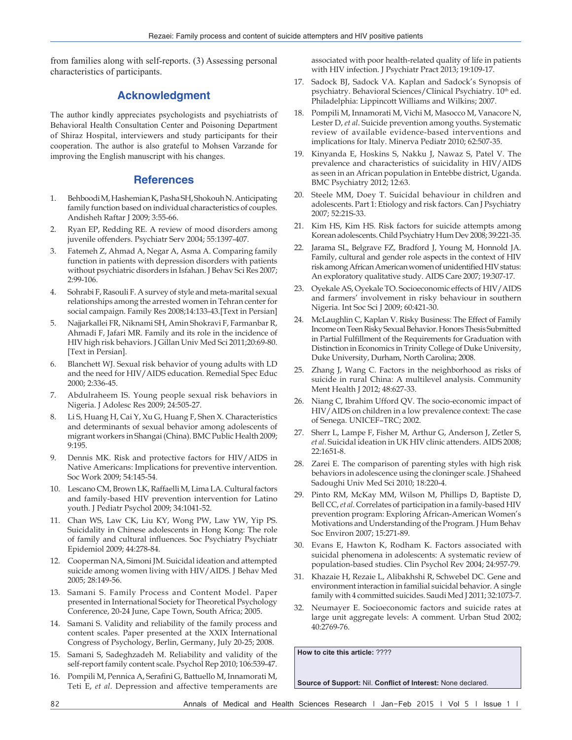from families along with self-reports. (3) Assessing personal characteristics of participants.

## Acknowledgment

The author kindly appreciates psychologists and psychiatrists of Behavioral Health Consultation Center and Poisoning Department of Shiraz Hospital, interviewers and study participants for their cooperation. The author is also grateful to Mohsen Varzande for improving the English manuscript with his changes.

## References

1. Behboodi M, Hashemian K, Pasha SH, Shokouh N. Anticipating family function based on individual characteristics of couples. Andisheh Raftar J 2009; 3:55-66.
2. Ryan EP, Redding RE. A review of mood disorders among juvenile offenders. Psychiatr Serv 2004; 55:1397-407.
3. Fatemeh Z, Ahmad A, Negar A, Asma A. Comparing family function in patients with depression disorders with patients without psychiatric disorders in Isfahan. J Behav Sci Res 2007; 2:99-106.
4. Sohrabi F, Rasouli F. A survey of style and meta-marital sexual relationships among the arrested women in Tehran center for social campaign. Family Res 2008;14:133-43.[Text in Persian]
5. Najjarkallei FR, Niknami SH, Amin Shokravi F, Farmanbar R, Ahmadi F, Jafari MR. Family and its role in the incidence of HIV high risk behaviors. J Gillan Univ Med Sci 2011;20:69-80. [Text in Persian].
6. Blanchett WJ. Sexual risk behavior of young adults with LD and the need for HIV/AIDS education. Remedial Spec Educ 2000; 2:336-45.
7. Abdulraheem IS. Young people sexual risk behaviors in Nigeria. J Adolesc Res 2009; 24:505-27.
8. Li S, Huang H, Cai Y, Xu G, Huang F, Shen X. Characteristics and determinants of sexual behavior among adolescents of migrant workers in Shangai (China). BMC Public Health 2009; 9:195.
9. Dennis MK. Risk and protective factors for HIV/AIDS in Native Americans: Implications for preventive intervention. Soc Work 2009; 54:145-54.
10. Lescano CM, Brown LK, Raffaelli M, Lima LA. Cultural factors and family-based HIV prevention intervention for Latino youth. J Pediatr Psychol 2009; 34:1041-52.
11. Chan WS, Law CK, Liu KY, Wong PW, Law YW, Yip PS. Suicidality in Chinese adolescents in Hong Kong: The role of family and cultural influences. Soc Psychiatry Psychiatr Epidemiol 2009; 44:278-84.
12. Cooperman NA, Simoni JM. Suicidal ideation and attempted suicide among women living with HIV/AIDS. J Behav Med 2005; 28:149-56.
13. Samani S. Family Process and Content Model. Paper presented in International Society for Theoretical Psychology Conference, 20-24 June, Cape Town, South Africa; 2005.
14. Samani S. Validity and reliability of the family process and content scales. Paper presented at the XXIX International Congress of Psychology, Berlin, Germany, July 20-25; 2008.
15. Samani S, Sadeghzadeh M. Reliability and validity of the self-report family content scale. Psychol Rep 2010; 106:539-47.
16. Pompili M, Pennica A, Serafini G, Battuello M, Innamorati M, Teti E, *et al*. Depression and affective temperaments are associated with poor health-related quality of life in patients with HIV infection. J Psychiatr Pract 2013; 19:109-17.
17. Sadock BJ, Sadock VA. Kaplan and Sadock's Synopsis of psychiatry. Behavioral Sciences/Clinical Psychiatry. 10th ed. Philadelphia: Lippincott Williams and Wilkins; 2007.
18. Pompili M, Innamorati M, Vichi M, Masocco M, Vanacore N, Lester D, *et al*. Suicide prevention among youths. Systematic review of available evidence-based interventions and implications for Italy. Minerva Pediatr 2010; 62:507-35.
19. Kinyanda E, Hoskins S, Nakku J, Nawaz S, Patel V. The prevalence and characteristics of suicidality in HIV/AIDS as seen in an African population in Entebbe district, Uganda. BMC Psychiatry 2012; 12:63.
20. Steele MM, Doey T. Suicidal behaviour in children and adolescents. Part 1: Etiology and risk factors. Can J Psychiatry 2007; 52:21S-33.
21. Kim HS, Kim HS. Risk factors for suicide attempts among Korean adolescents. Child Psychiatry Hum Dev 2008; 39:221-35.
22. Jarama SL, Belgrave FZ, Bradford J, Young M, Honnold JA. Family, cultural and gender role aspects in the context of HIV risk among African American women of unidentified HIV status: An exploratory qualitative study. AIDS Care 2007; 19:307-17.
23. Oyekale AS, Oyekale TO. Socioeconomic effects of HIV/AIDS and farmers' involvement in risky behaviour in southern Nigeria. Int Soc Sci J 2009; 60:421-30.
24. McLaughlin C, Kaplan V. Risky Business: The Effect of Family Income on Teen Risky Sexual Behavior. Honors Thesis Submitted in Partial Fulfillment of the Requirements for Graduation with Distinction in Economics in Trinity College of Duke University, Duke University, Durham, North Carolina; 2008.
25. Zhang J, Wang C. Factors in the neighborhood as risks of suicide in rural China: A multilevel analysis. Community Ment Health J 2012; 48:627-33.
26. Niang C, Ibrahim Ufford QV. The socio-economic impact of HIV/AIDS on children in a low prevalence context: The case of Senega. UNICEF–TRC; 2002.
27. Sherr L, Lampe F, Fisher M, Arthur G, Anderson J, Zetler S, *et al*. Suicidal ideation in UK HIV clinic attenders. AIDS 2008; 22:1651-8.
28. Zarei E. The comparison of parenting styles with high risk behaviors in adolescence using the cloninger scale. J Shaheed Sadoughi Univ Med Sci 2010; 18:220-4.
29. Pinto RM, McKay MM, Wilson M, Phillips D, Baptiste D, Bell CC, *et al*. Correlates of participation in a family-based HIV prevention program: Exploring African-American Women's Motivations and Understanding of the Program. J Hum Behav Soc Environ 2007; 15:271-89.
30. Evans E, Hawton K, Rodham K. Factors associated with suicidal phenomena in adolescents: A systematic review of population-based studies. Clin Psychol Rev 2004; 24:957-79.
31. Khazaie H, Rezaie L, Alibakhshi R, Schwebel DC. Gene and environment interaction in familial suicidal behavior. A single family with 4 committed suicides. Saudi Med J 2011; 32:1073-7.
32. Neumayer E. Socioeconomic factors and suicide rates at large unit aggregate levels: A comment. Urban Stud 2002; 40:2769-76.

**How to cite this article:** ????

**Source of Support:** Nil. **Conflict of Interest:** None declared.